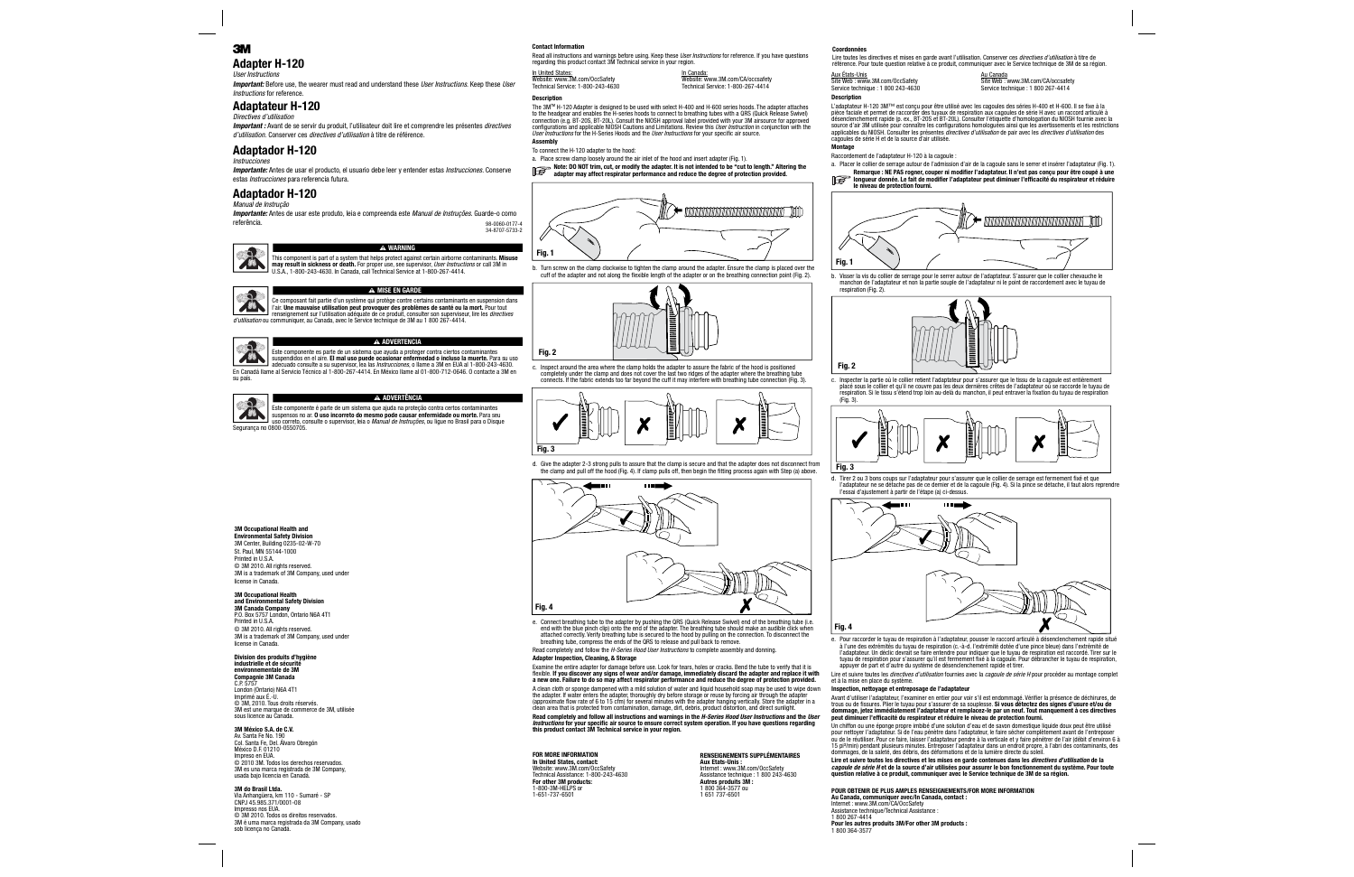3M

# Adapter H-120

*User Instructions*

***Important:*** Before use, the wearer must read and understand these *User Instructions*. Keep these *User Instructions* for reference.

# Adaptateur H-120

*Directives d'utilisation*

***Important :*** Avant de se servir du produit, l'utilisateur doit lire et comprendre les présentes *directives d'utilisation*. Conserver ces *directives d'utilisation* à titre de référence.

# Adaptador H-120

*Instrucciones*

***Importante:*** Antes de usar el producto, el usuario debe leer y entender estas *Instrucciones*. Conserve estas *Instrucciones* para referencia futura.

# Adaptador H-120

*Manual de Instrução*

***Importante:*** Antes de usar este produto, leia e compreenda este *Manual de Instruções*. Guarde-o como referência.

98-0060-0177-4
34-8707-5733-2

**⚠ WARNING**

This component is part of a system that helps protect against certain airborne contaminants. **Misuse may result in sickness or death.** For proper use, see supervisor, *User Instructions* or call 3M in U.S.A., 1-800-243-4630. In Canada, call Technical Service at 1-800-267-4414.

**⚠ MISE EN GARDE**

Ce composant fait partie d'un système qui protège contre certains contaminants en suspension dans l'air. **Une mauvaise utilisation peut provoquer des problèmes de santé ou la mort.** Pour tout renseignement sur l'utilisation adéquate de ce produit, consulter son superviseur, lire les *directives d'utilisation* ou communiquer, au Canada, avec le Service technique de 3M au 1 800 267-4414.

**⚠ ADVERTENCIA**

Este componente es parte de un sistema que ayuda a proteger contra ciertos contaminantes suspendidos en el aire. **El mal uso puede ocasionar enfermedad o incluso la muerte.** Para su uso adecuado consulte a su supervisor, lea las *Instrucciones*, o llame a 3M en EUA al 1-800-243-4630. En Canadá llame al Servicio Técnico al 1-800-267-4414. En México llame al 01-800-712-0646. O contacte a 3M en su país.

**⚠ ADVERTÊNCIA**

Este componente é parte de um sistema que ajuda na proteção contra certos contaminantes suspensos no ar. **O uso incorreto do mesmo pode causar enfermidade ou morte.** Para seu uso correto, consulte o supervisor, leia o *Manual de Instruções*, ou ligue no Brasil para o Disque Segurança no 0800-0550705.

**3M Occupational Health and Environmental Safety Division**
3M Center, Building 0235-02-W-70
St. Paul, MN 55144-1000
Printed in U.S.A.
© 3M 2010. All rights reserved.
3M is a trademark of 3M Company, used under license in Canada.

**3M Occupational Health and Environmental Safety Division**
**3M Canada Company**
P.O. Box 5757 London, Ontario N6A 4T1
Printed in U.S.A.
© 3M 2010. All rights reserved.
3M is a trademark of 3M Company, used under license in Canada.

**Division des produits d'hygiène industrielle et de sécurité environnementale de 3M**
**Compagnie 3M Canada**
C.P. 5757
London (Ontario) N6A 4T1
Imprimé aux É.-U.
© 3M, 2010. Tous droits réservés.
3M est une marque de commerce de 3M, utilisée sous licence au Canada.

**3M México S.A. de C.V.**
Av. Santa Fe No. 190
Col. Santa Fe, Del. Álvaro Obregón
México D.F. 01210
Impreso en EUA.
© 2010 3M. Todos los derechos reservados.
3M es una marca registrada de 3M Company, usada bajo licencia en Canadá.

**3M do Brasil Ltda.**
Via Anhanguera, km 110 - Sumaré - SP
CNPJ 45.985.371/0001-08
Impresso nos EUA.
© 3M 2010. Todos os direitos reservados.
3M é uma marca registrada da 3M Company, usado sob licença no Canadá.

## Contact Information

Read all instructions and warnings before using. Keep these *User Instructions* for reference. If you have questions regarding this product contact 3M Technical service in your region.

In United States:
Website: www.3M.com/OccSafety
Technical Service: 1-800-243-4630

In Canada:
Website: www.3M.com/CA/occsafety
Technical Service: 1-800-267-4414

## Description

The 3M™ H-120 Adapter is designed to be used with select H-400 and H-600 series hoods. The adapter attaches to the headgear and enables the H-series hoods to connect to breathing tubes with a QRS (Quick Release Swivel) connection (e.g. BT-20S, BT-20L). Consult the NIOSH approval label provided with your 3M airsource for approved configurations and applicable NIOSH Cautions and Limitations. Review this *User Instruction* in conjunction with the *User Instructions* for the H-Series Hoods and the *User Instructions* for your specific air source.

## Assembly

To connect the H-120 adapter to the hood:

a. Place screw clamp loosely around the air inlet of the hood and insert adapter (Fig. 1).

**Note: DO NOT trim, cut, or modify the adapter. It is not intended to be "cut to length." Altering the adapter may affect respirator performance and reduce the degree of protection provided.**

Fig. 1

b. Turn screw on the clamp clockwise to tighten the clamp around the adapter. Ensure the clamp is placed over the cuff of the adapter and not along the flexible length of the adapter or on the breathing connection point (Fig. 2).

Fig. 2

c. Inspect around the area where the clamp holds the adapter to assure the fabric of the hood is positioned completely under the clamp and does not cover the last two ridges of the adapter where the breathing tube connects. If the fabric extends too far beyond the cuff it may interfere with breathing tube connection (Fig. 3).

Fig. 3

d. Give the adapter 2-3 strong pulls to assure that the clamp is secure and that the adapter does not disconnect from the clamp and pull off the hood (Fig. 4). If clamp pulls off, then begin the fitting process again with Step (a) above.

Fig. 4

e. Connect breathing tube to the adapter by pushing the QRS (Quick Release Swivel) end of the breathing tube (i.e. end with the blue pinch clip) onto the end of the adapter. The breathing tube should make an audible click when attached correctly. Verify breathing tube is secured to the hood by pulling on the connection. To disconnect the breathing tube, compress the ends of the QRS to release and pull back to remove.

Read completely and follow the *H-Series Hood User Instructions* to complete assembly and donning.

## Adapter Inspection, Cleaning, & Storage

Examine the entire adapter for damage before use. Look for tears, holes or cracks. Bend the tube to verify that it is flexible. **If you discover any signs of wear and/or damage, immediately discard the adapter and replace it with a new one. Failure to do so may affect respirator performance and reduce the degree of protection provided.**

A clean cloth or sponge dampened with a mild solution of water and liquid household soap may be used to wipe down the adapter. If water enters the adapter, thoroughly dry before storage or reuse by forcing air through the adapter (approximate flow rate of 6 to 15 cfm) for several minutes with the adapter hanging vertically. Store the adapter in a clean area that is protected from contamination, damage, dirt, debris, product distortion, and direct sunlight.

**Read completely and follow all instructions and warnings in the *H-Series Hood User Instructions* and the *User Instructions* for your specific air source to ensure correct system operation. If you have questions regarding this product contact 3M Technical service in your region.**

**FOR MORE INFORMATION**
**In United States, contact:**
Website: www.3M.com/OccSafety
Technical Assistance: 1-800-243-4630
**For other 3M products:**
1-800-3M-HELPS or
1-651-737-6501

**RENSEIGNEMENTS SUPPLÉMENTAIRES**
**Aux États-Unis :**
Internet : www.3M.com/OccSafety
Assistance technique : 1 800 243-4630
**Autres produits 3M :**
1 800 364-3577 ou
1 651 737-6501

## Coordonnées

Lire toutes les directives et mises en garde avant l'utilisation. Conserver ces *directives d'utilisation* à titre de référence. Pour toute question relative à ce produit, communiquer avec le Service technique de 3M de sa région.

Aux États-Unis
Site Web : www.3M.com/OccSafety
Service technique : 1 800 243-4630

Au Canada
Site Web : www.3M.com/CA/occsafety
Service technique : 1 800 267-4414

## Description

L'adaptateur H-120 3M™ est conçu pour être utilisé avec les cagoules des séries H-400 et H-600. Il se fixe à la pièce faciale et permet de raccorder des tuyaux de respiration aux cagoules de série H avec un raccord articulé à désenclenchement rapide (p. ex., BT-20S et BT-20L). Consulter l'étiquette d'homologation du NIOSH fournie avec la source d'air 3M utilisée pour connaître les configurations homologuées ainsi que les avertissements et les restrictions applicables du NIOSH. Consulter les présentes *directives d'utilisation* de pair avec les *directives d'utilisation* des cagoules de série H et de la source d'air utilisée.

## Montage

Raccordement de l'adaptateur H-120 à la cagoule :

a. Placer le collier de serrage autour de l'admission d'air de la cagoule sans le serrer et insérer l'adaptateur (Fig. 1).

**Remarque : NE PAS rogner, couper ni modifier l'adaptateur. Il n'est pas conçu pour être coupé à une longueur donnée. Le fait de modifier l'adaptateur peut diminuer l'efficacité du respirateur et réduire le niveau de protection fourni.**

Fig. 1

b. Visser la vis du collier de serrage pour le serrer autour de l'adaptateur. S'assurer que le collier chevauche le manchon de l'adaptateur et non la partie souple de l'adaptateur ni le point de raccordement avec le tuyau de respiration (Fig. 2).

Fig. 2

c. Inspecter la partie où le collier retient l'adaptateur pour s'assurer que le tissu de la cagoule est entièrement placé sous le collier et qu'il ne couvre pas les deux dernières crêtes de l'adaptateur où se raccorde le tuyau de respiration. Si le tissu s'étend trop loin au-delà du manchon, il peut entraver la fixation du tuyau de respiration (Fig. 3).

Fig. 3

d. Tirer 2 ou 3 bons coups sur l'adaptateur pour s'assurer que le collier de serrage est fermement fixé et que l'adaptateur ne se détache pas de ce dernier et de la cagoule (Fig. 4). Si la pince se détache, il faut alors reprendre l'essai d'ajustement à partir de l'étape (a) ci-dessus.

Fig. 4

e. Pour raccorder le tuyau de respiration à l'adaptateur, pousser le raccord articulé à désenclenchement rapide situé à l'une des extrémités du tuyau de respiration (c.-à-d. l'extrémité dotée d'une pince bleue) dans l'extrémité de l'adaptateur. Un déclic devrait se faire entendre pour indiquer que le tuyau de respiration est raccordé. Tirer sur le tuyau de respiration pour s'assurer qu'il est fermement fixé à la cagoule. Pour débrancher le tuyau de respiration, appuyer de part et d'autre du système de désenclenchement rapide et tirer.

Lire et suivre toutes les *directives d'utilisation* fournies avec la *cagoule de série H* pour procéder au montage complet et à la mise en place du système.

## Inspection, nettoyage et entreposage de l'adaptateur

Avant d'utiliser l'adaptateur, l'examiner en entier pour voir s'il est endommagé. Vérifier la présence de déchirures, de trous ou de fissures. Plier le tuyau pour s'assurer de sa souplesse. **Si vous détectez des signes d'usure et/ou de dommage, jetez immédiatement l'adaptateur et remplacez-le par un neuf. Tout manquement à ces directives peut diminuer l'efficacité du respirateur et réduire le niveau de protection fourni.**

Un chiffon ou une éponge propre imbibé d'une solution d'eau et de savon domestique liquide doux peut être utilisé pour nettoyer l'adaptateur. Si de l'eau pénètre dans l'adaptateur, le faire sécher complètement avant de l'entreposer ou de le réutiliser. Pour ce faire, laisser l'adaptateur pendre à la verticale et y faire pénétrer de l'air (débit d'environ 6 à 15 pi³/min) pendant plusieurs minutes. Entreposer l'adaptateur dans un endroit propre, à l'abri des contaminants, des dommages, de la saleté, des débris, des déformations et de la lumière directe du soleil.

**Lire et suivre toutes les directives et les mises en garde contenues dans les *directives d'utilisation* de la *cagoule de série H* et de la source d'air utilisées pour assurer le bon fonctionnement du système. Pour toute question relative à ce produit, communiquer avec le Service technique de 3M de sa région.**

**POUR OBTENIR DE PLUS AMPLES RENSEIGNEMENTS/FOR MORE INFORMATION**
**Au Canada, communiquer avec/In Canada, contact :**
Internet : www.3M.com/CA/OccSafety
Assistance technique/Technical Assistance :
1 800 267-4414
**Pour les autres produits 3M/For other 3M products :**
1 800 364-3577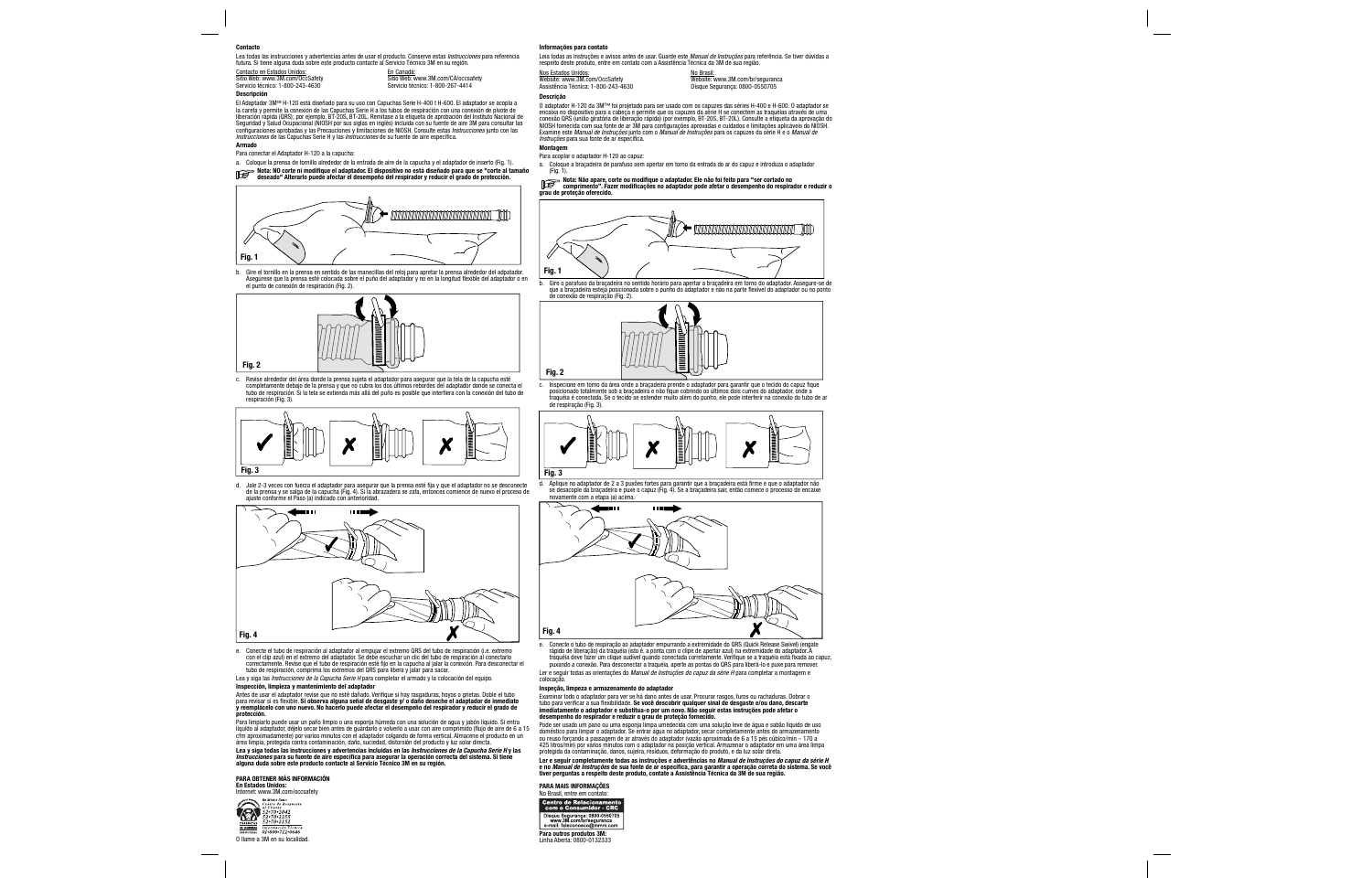## Contacto

Lea todas las instrucciones y advertencias antes de usar el producto. Conserve estas *Instrucciones* para referencia futura. Si tiene alguna duda sobre este producto contacte al Servicio Técnico 3M en su región.

Contacto en Estados Unidos:
Sitio Web: www.3M.com/OccSafety
Servicio técnico: 1-800-243-4630

En Canadá:
Sitio Web: www.3M.com/CA/occsafety
Servicio técnico: 1-800-267-4414

## Descripción

El Adaptador 3M™ H-120 está diseñado para su uso con Capuchas Serie H-400 t H-600. El adaptador se acopla a la careta y permite la conexión de las Capuchas Serie H a los tubos de respiración con una conexión de pivote de liberación rápida (QRS); por ejemplo, BT-20S, BT-20L. Remítase a la etiqueta de aprobación del Instituto Nacional de Seguridad y Salud Ocupacional (NIOSH por sus siglas en inglés) incluida con su fuente de aire 3M para consultar las configuraciones aprobadas y las Precauciones y limitaciones de NIOSH. Consulte estas *Instrucciones* junto con las *Instrucciones* de las Capuchas Serie H y las *Instrucciones* de su fuente de aire específica.

## Armado

Para conectar el Adaptador H-120 a la capucha:

a. Coloque la prensa de tornillo alrededor de la entrada de aire de la capucha y el adaptador de inserto (Fig. 1).

**Nota: NO corte ni modifique el adaptador. El dispositivo no está diseñado para que se "corte al tamaño deseado" Alterarlo puede afectar el desempeño del respirador y reducir el grado de protección.**

Fig. 1

b. Gire el tornillo en la prensa en sentido de las manecillas del reloj para apretar la prensa alrededor del adpatador. Asegúrese que la prensa esté colocada sobre el puño del adaptador y no en la longitud flexible del adaptador o en el punto de conexión de respiración (Fig. 2).

Fig. 2

c. Revise alrededor del área donde la prensa sujeta el adaptador para asegurar que la tela de la capucha esté completamente debajo de la prensa y que no cubra los dos últimos rebordes del adaptador donde se conecta el tubo de respiración. Si la tela se extienda más allá del puño es posible que interfiera con la conexión del tubo de respiración (Fig. 3).

Fig. 3

d. Jale 2-3 veces con fuerza el adaptador para asegurar que la prensa esté fija y que el adaptador no se desconecte de la prensa y se salga de la capucha (Fig. 4). Si la abrazadera se zafa, entonces comience de nuevo el proceso de ajuste conforme el Paso (a) indicado con anterioridad.

Fig. 4

e. Conecte el tubo de respiración al adaptador al empujar el extremo QRS del tubo de respiración (i.e. extremo con el clip azul) en el extremo del adaptador. Se debe escuchar un clic del tubo de respiración al conectarlo correctamente. Revise que el tubo de respiración esté fijo en la capucha al jalar la conexión. Para desconectar el tubo de respiración, comprima los extremos del QRS para libera y jalar para sacar.

Lea y siga las *Instrucciones de la Capucha Serie H* para completar el armado y la colocación del equipo.

## Inspección, limpieza y mantenimiento del adaptador

Antes de usar el adaptador revise que no esté dañado. Verifique si hay rasgaduras, hoyos o grietas. Doble el tubo para revisar si es flexible. **Si observa alguna señal de desgaste y/ o daño deseche el adaptador de inmediato y reemplácelo con uno nuevo. No hacerlo puede afectar el desempeño del respirador y reducir el grado de protección.**

Para limpiarlo puede usar un paño limpio o una esponja húmeda con una solución de agua y jabón líquido. Si entra líquido al adaptador, déjelo secar bien antes de guardarlo o volverlo a usar con aire comprimido (flujo de aire de 6 a 15 cfm aproximadamente) por varios minutos con el adaptador colgando de forma vertical. Almacene el producto en un área limpia, protegida contra contaminación, daño, suciedad, distorsión del producto y luz solar directa.

**Lea y siga todas las instrucciones y advertencias incluidas en las *Instrucciones de la Capucha Serie H* y las *Instrucciones* para su fuente de aire específica para asegurar la operación correcta del sistema. Si tiene alguna duda sobre este producto contacte al Servicio Técnico 3M en su región.**

**PARA OBTENER MÁS INFORMACIÓN**
**En Estados Unidos:**
Internet: www.3M.com/occsafety

En México Llame:
Centro de Respuesta al Cliente
52-70-2042
52-70-2255
52-70-2152
Información Técnica
01-800-712-0646

O llame a 3M en su localidad.

## Informações para contato

Leia todas as instruções e avisos antes de usar. Guarde este *Manual de Instruções* para referência. Se tiver dúvidas a respeito deste produto, entre em contato com a Assistência Técnica da 3M de sua região.

Nos Estados Unidos:
Website: www.3M.com/OccSafety
Assistência Técnica: 1-800-243-4630

No Brasil:
Website: www.3M.com/br/seguranca
Disque Segurança: 0800-0550705

## Descrição

O adaptador H-120 da 3M™ foi projetado para ser usado com os capuzes das séries H-400 e H-600. O adaptador se encaixa no dispositivo para a cabeça e permite que os capuzes da série H se conectem as traquéias através de uma conexão QRS (união giratória de liberação rápida) (por exemplo, BT-20S, BT-20L). Consulte a etiqueta da aprovação do NIOSH fornecida com sua fonte de ar 3M para configurações aprovadas e cuidados e limitações aplicáveis do NIOSH. Examine este *Manual de Instruções* junto com o *Manual de Instruções* para os capuzes da série H e o *Manual de Instruções* para sua fonte de ar específica.

## Montagem

Para acoplar o adaptador H-120 ao capuz:

a. Coloque a braçadeira de parafuso sem apertar em torno da entrada do ar do capuz e introduza o adaptador (Fig. 1).

**Nota: Não apare, corte ou modifique o adaptador. Ele não foi feito para "ser cortado no comprimento". Fazer modificações no adaptador pode afetar o desempenho do respirador e reduzir o grau de proteção oferecido.**

Fig. 1

b. Gire o parafuso da braçadeira no sentido horário para apertar a braçadeira em torno do adaptador. Assegure-se de que a braçadeira esteja posicionada sobre o punho do adaptador e não na parte flexível do adaptador ou no ponto de conexão de respiração (Fig. 2).

Fig. 2

c. Inspecione em torno da área onde a braçadeira prende o adaptador para garantir que o tecido do capuz fique posicionado totalmente sob a braçadeira e não fique cobrindo os últimos dois cumes do adaptador, onde a traquéia é conectada. Se o tecido se estender muito além do punho, ele pode interferir na conexão do tubo de ar de respiração (Fig. 3).

Fig. 3

d. Aplique no adaptador de 2 a 3 puxões fortes para garantir que a braçadeira está firme e que o adaptador não se desacople da braçadeira e puxe o capuz (Fig. 4). Se a braçadeira sair, então comece o processo de encaixe novamente com a etapa (a) acima.

Fig. 4

e. Conecte o tubo de respiração ao adaptador empurrando a extremidade do QRS (Quick Release Swivel) (engate rápido de liberação) da traquéia (isto é, a ponta com o clipe de apertar azul) na extremidade do adaptador. A traquéia deve fazer um clique audível quando conectada corretamente. Verifique se a traquéia está fixada ao capuz, puxando a conexão. Para desconectar a traquéia, aperte as pontas do QRS para liberá-lo e puxe para remover.

Ler e seguir todas as orientações do *Manual de Instruções do capuz da série H* para completar a montagem e colocação.

## Inspeção, limpeza e armazenamento do adaptador

Examinar todo o adaptador para ver se há algum dano antes de usar. Procurar rasgos, furos ou rachaduras. Dobrar o tubo para verificar a sua flexibilidade. **Se você descobrir qualquer sinal de desgaste e/ou dano, descarte imediatamente o adaptador e substitua-o por um novo. Não seguir estas instruções pode afetar o desempenho do respirador e reduzir o grau de proteção fornecido.**

Pode ser usado um pano ou uma esponja limpa umedecida com uma solução leve de água e sabão líquido de uso doméstico para limpar o adaptador. Se entrar água no adaptador, secar completamente antes do armazenamento ou reuso forçando a passagem de ar através do adaptador (vazão aproximada de 6 a 15 pés cúbico/min – 170 a 425 litros/min) por vários minutos com o adaptador na posição vertical. Armazenar o adaptador em uma área limpa protegida da contaminação, danos, sujeira, resíduos, deformação do produto, e da luz solar direta.

**Ler e seguir completamente todas as instruções e advertências no *Manual de Instruções do capuz da série H* e no *Manual de Instruções* de sua fonte de ar específica, para garantir a operação correta do sistema. Se você tiver perguntas a respeito deste produto, contate a Assistência Técnica da 3M de sua região.**

**PARA MAIS INFORMAÇÕES**
No Brasil, entre em contato:

**Centro de Relacionamento com o Consumidor - CRC**
Disque Segurança: 0800-0550705
www.3M.com/br/seguranca
e-mail: falecomcrc@mmm.com

**Para outros produtos 3M:**
Linha Aberta: 0800-0132333